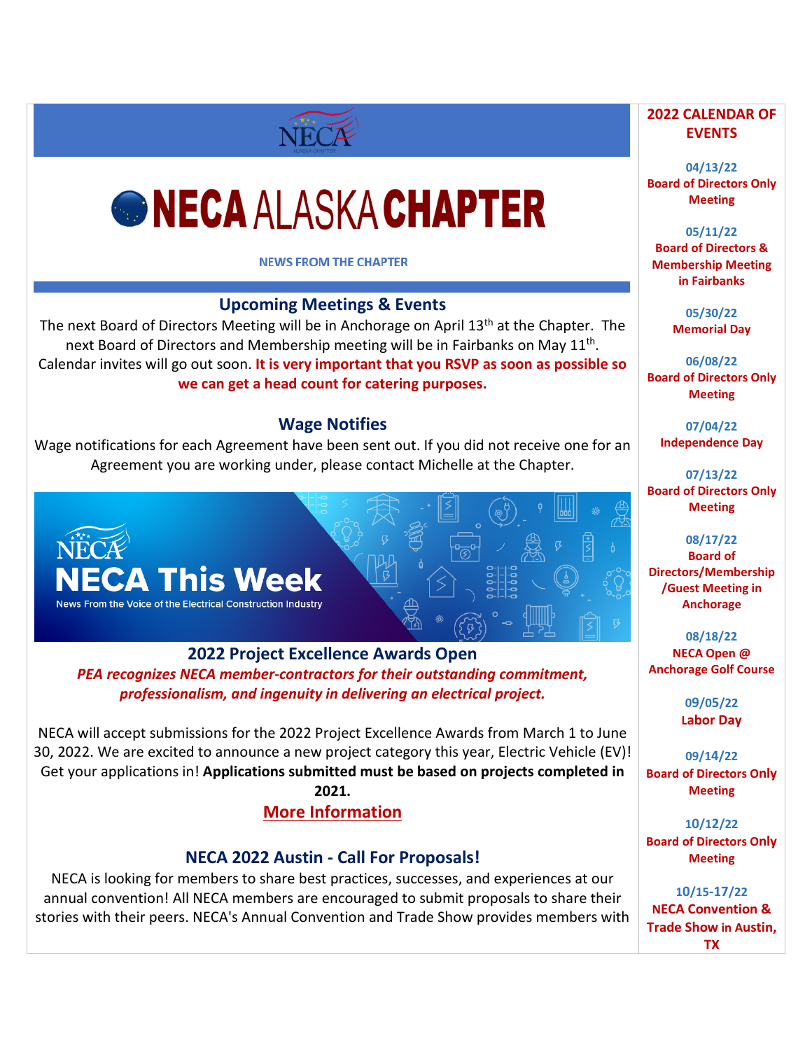# NECA ALASKA CHAPTER

NEWS FROM THE CHAPTER

## Upcoming Meetings & Events

The next Board of Directors Meeting will be in Anchorage on April 13th at the Chapter. The next Board of Directors and Membership meeting will be in Fairbanks on May 11th. Calendar invites will go out soon. **It is very important that you RSVP as soon as possible so we can get a head count for catering purposes.**

## Wage Notifies

Wage notifications for each Agreement have been sent out. If you did not receive one for an Agreement you are working under, please contact Michelle at the Chapter.

NECA This Week
News From the Voice of the Electrical Construction Industry

## 2022 Project Excellence Awards Open

***PEA recognizes NECA member-contractors for their outstanding commitment, professionalism, and ingenuity in delivering an electrical project.***

NECA will accept submissions for the 2022 Project Excellence Awards from March 1 to June 30, 2022. We are excited to announce a new project category this year, Electric Vehicle (EV)! Get your applications in! **Applications submitted must be based on projects completed in 2021.**

More Information

## NECA 2022 Austin - Call For Proposals!

NECA is looking for members to share best practices, successes, and experiences at our annual convention! All NECA members are encouraged to submit proposals to share their stories with their peers. NECA's Annual Convention and Trade Show provides members with

## 2022 CALENDAR OF EVENTS

**04/13/22**
**Board of Directors Only Meeting**

**05/11/22**
**Board of Directors & Membership Meeting in Fairbanks**

**05/30/22**
**Memorial Day**

**06/08/22**
**Board of Directors Only Meeting**

**07/04/22**
**Independence Day**

**07/13/22**
**Board of Directors Only Meeting**

**08/17/22**
**Board of Directors/Membership /Guest Meeting in Anchorage**

**08/18/22**
**NECA Open @ Anchorage Golf Course**

**09/05/22**
**Labor Day**

**09/14/22**
**Board of Directors Only Meeting**

**10/12/22**
**Board of Directors Only Meeting**

**10/15-17/22**
**NECA Convention & Trade Show in Austin, TX**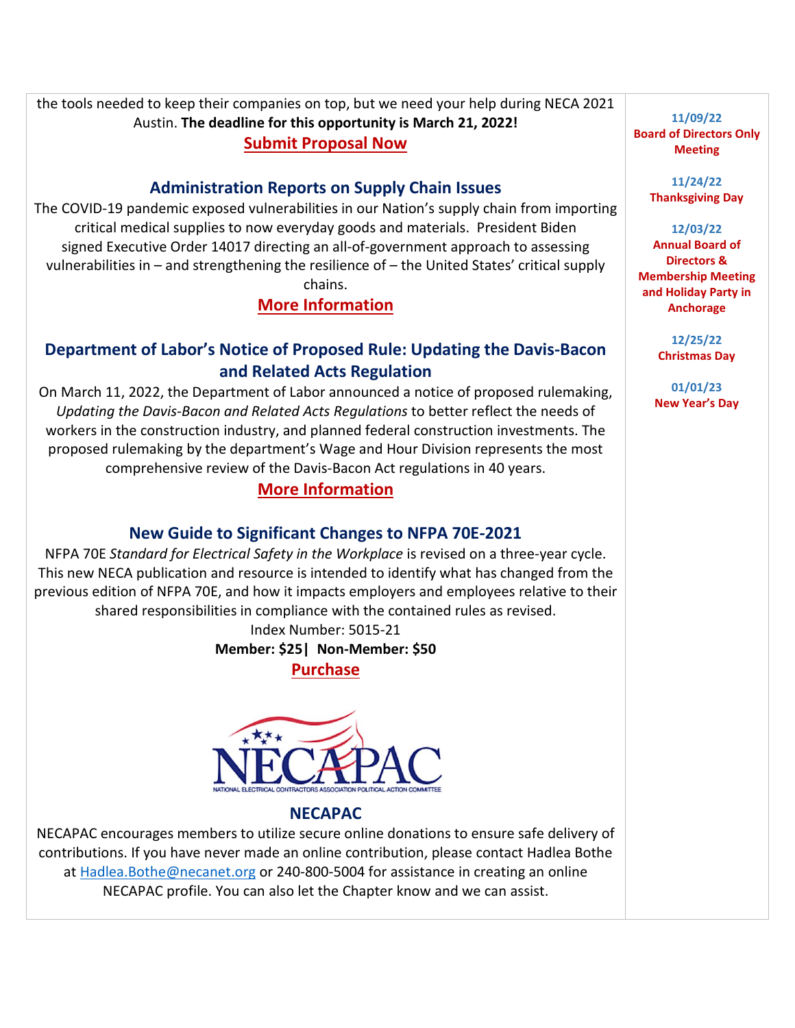the tools needed to keep their companies on top, but we need your help during NECA 2021 Austin. **The deadline for this opportunity is March 21, 2022!**

**Submit Proposal Now**

## Administration Reports on Supply Chain Issues

The COVID-19 pandemic exposed vulnerabilities in our Nation's supply chain from importing critical medical supplies to now everyday goods and materials. President Biden signed Executive Order 14017 directing an all-of-government approach to assessing vulnerabilities in – and strengthening the resilience of – the United States' critical supply chains.

**More Information**

## Department of Labor's Notice of Proposed Rule: Updating the Davis-Bacon and Related Acts Regulation

On March 11, 2022, the Department of Labor announced a notice of proposed rulemaking, *Updating the Davis-Bacon and Related Acts Regulations* to better reflect the needs of workers in the construction industry, and planned federal construction investments. The proposed rulemaking by the department's Wage and Hour Division represents the most comprehensive review of the Davis-Bacon Act regulations in 40 years.

**More Information**

## New Guide to Significant Changes to NFPA 70E-2021

NFPA 70E *Standard for Electrical Safety in the Workplace* is revised on a three-year cycle. This new NECA publication and resource is intended to identify what has changed from the previous edition of NFPA 70E, and how it impacts employers and employees relative to their shared responsibilities in compliance with the contained rules as revised.

Index Number: 5015-21

**Member: $25| Non-Member: $50**

**Purchase**

NECAPAC

NATIONAL ELECTRICAL CONTRACTORS ASSOCIATION POLITICAL ACTION COMMITTEE

## NECAPAC

NECAPAC encourages members to utilize secure online donations to ensure safe delivery of contributions. If you have never made an online contribution, please contact Hadlea Bothe at Hadlea.Bothe@necanet.org or 240-800-5004 for assistance in creating an online NECAPAC profile. You can also let the Chapter know and we can assist.

**11/09/22**
**Board of Directors Only Meeting**

**11/24/22**
**Thanksgiving Day**

**12/03/22**
**Annual Board of Directors & Membership Meeting and Holiday Party in Anchorage**

**12/25/22**
**Christmas Day**

**01/01/23**
**New Year's Day**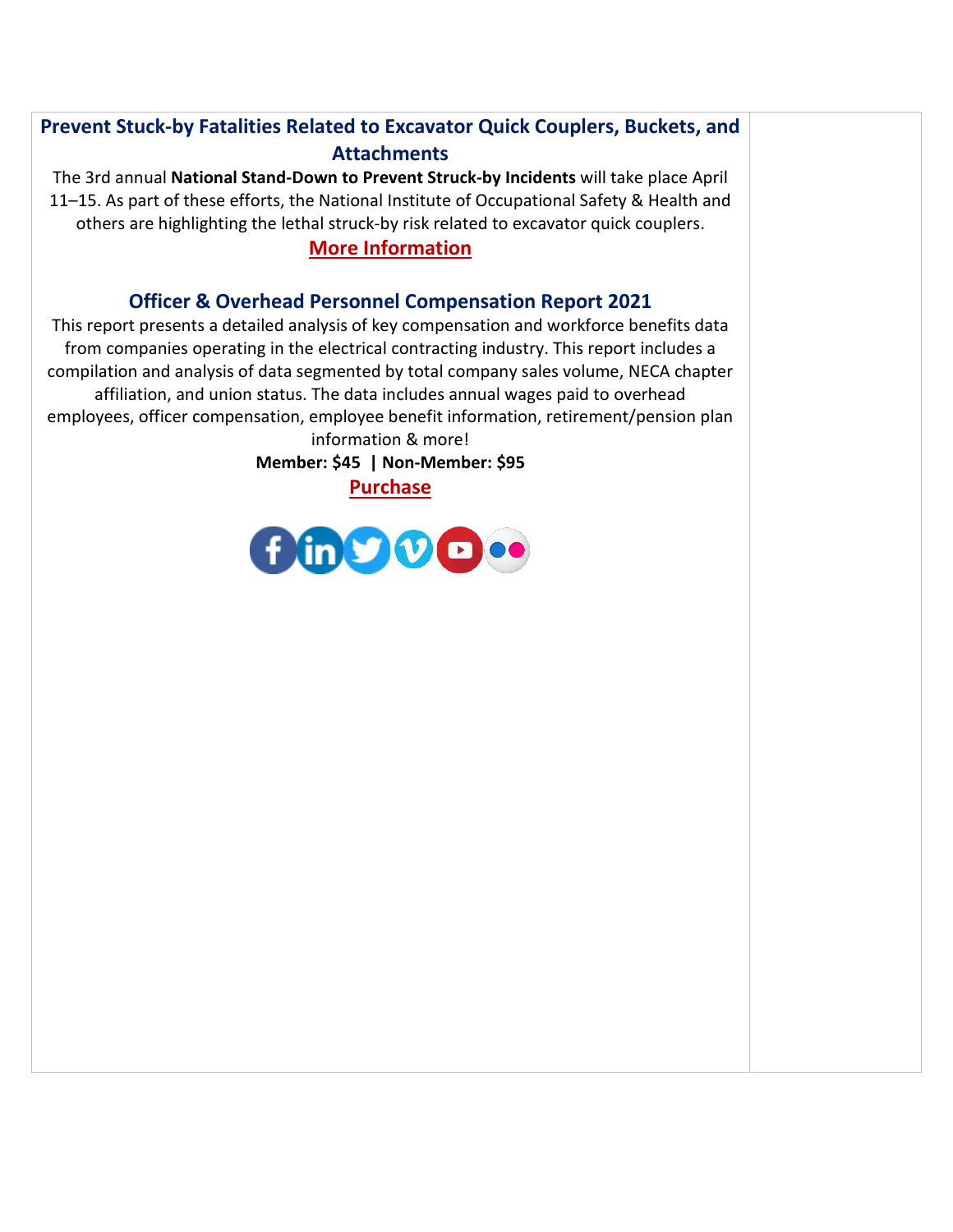## Prevent Stuck-by Fatalities Related to Excavator Quick Couplers, Buckets, and Attachments

The 3rd annual **National Stand-Down to Prevent Struck-by Incidents** will take place April 11–15. As part of these efforts, the National Institute of Occupational Safety & Health and others are highlighting the lethal struck-by risk related to excavator quick couplers.

**More Information**

## Officer & Overhead Personnel Compensation Report 2021

This report presents a detailed analysis of key compensation and workforce benefits data from companies operating in the electrical contracting industry. This report includes a compilation and analysis of data segmented by total company sales volume, NECA chapter affiliation, and union status. The data includes annual wages paid to overhead employees, officer compensation, employee benefit information, retirement/pension plan information & more!

**Member: $45 | Non-Member: $95**

**Purchase**